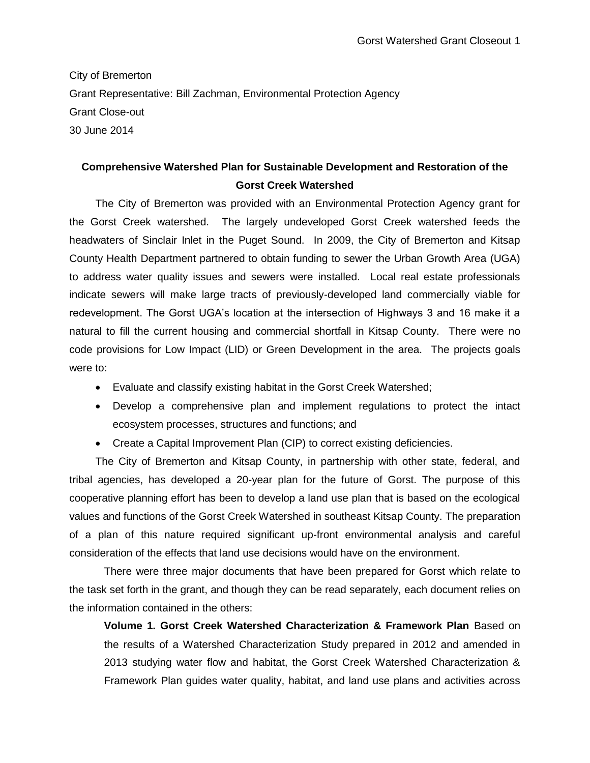City of Bremerton

Grant Representative: Bill Zachman, Environmental Protection Agency

Grant Close-out

30 June 2014

## Comprehensive Watershed Plan for Sustainable Development and Restoration of the Gorst Creek Watershed

The City of Bremerton was provided with an Environmental Protection Agency grant for the Gorst Creek watershed. The largely undeveloped Gorst Creek watershed feeds the headwaters of Sinclair Inlet in the Puget Sound. In 2009, the City of Bremerton and Kitsap County Health Department partnered to obtain funding to sewer the Urban Growth Area (UGA) to address water quality issues and sewers were installed. Local real estate professionals indicate sewers will make large tracts of previously-developed land commercially viable for redevelopment. The Gorst UGA's location at the intersection of Highways 3 and 16 make it a natural to fill the current housing and commercial shortfall in Kitsap County. There were no code provisions for Low Impact (LID) or Green Development in the area. The projects goals were to:

- Evaluate and classify existing habitat in the Gorst Creek Watershed;
- Develop a comprehensive plan and implement regulations to protect the intact ecosystem processes, structures and functions; and
- Create a Capital Improvement Plan (CIP) to correct existing deficiencies.

The City of Bremerton and Kitsap County, in partnership with other state, federal, and tribal agencies, has developed a 20-year plan for the future of Gorst. The purpose of this cooperative planning effort has been to develop a land use plan that is based on the ecological values and functions of the Gorst Creek Watershed in southeast Kitsap County. The preparation of a plan of this nature required significant up-front environmental analysis and careful consideration of the effects that land use decisions would have on the environment.

There were three major documents that have been prepared for Gorst which relate to the task set forth in the grant, and though they can be read separately, each document relies on the information contained in the others:

> **Volume 1. Gorst Creek Watershed Characterization & Framework Plan** Based on the results of a Watershed Characterization Study prepared in 2012 and amended in 2013 studying water flow and habitat, the Gorst Creek Watershed Characterization & Framework Plan guides water quality, habitat, and land use plans and activities across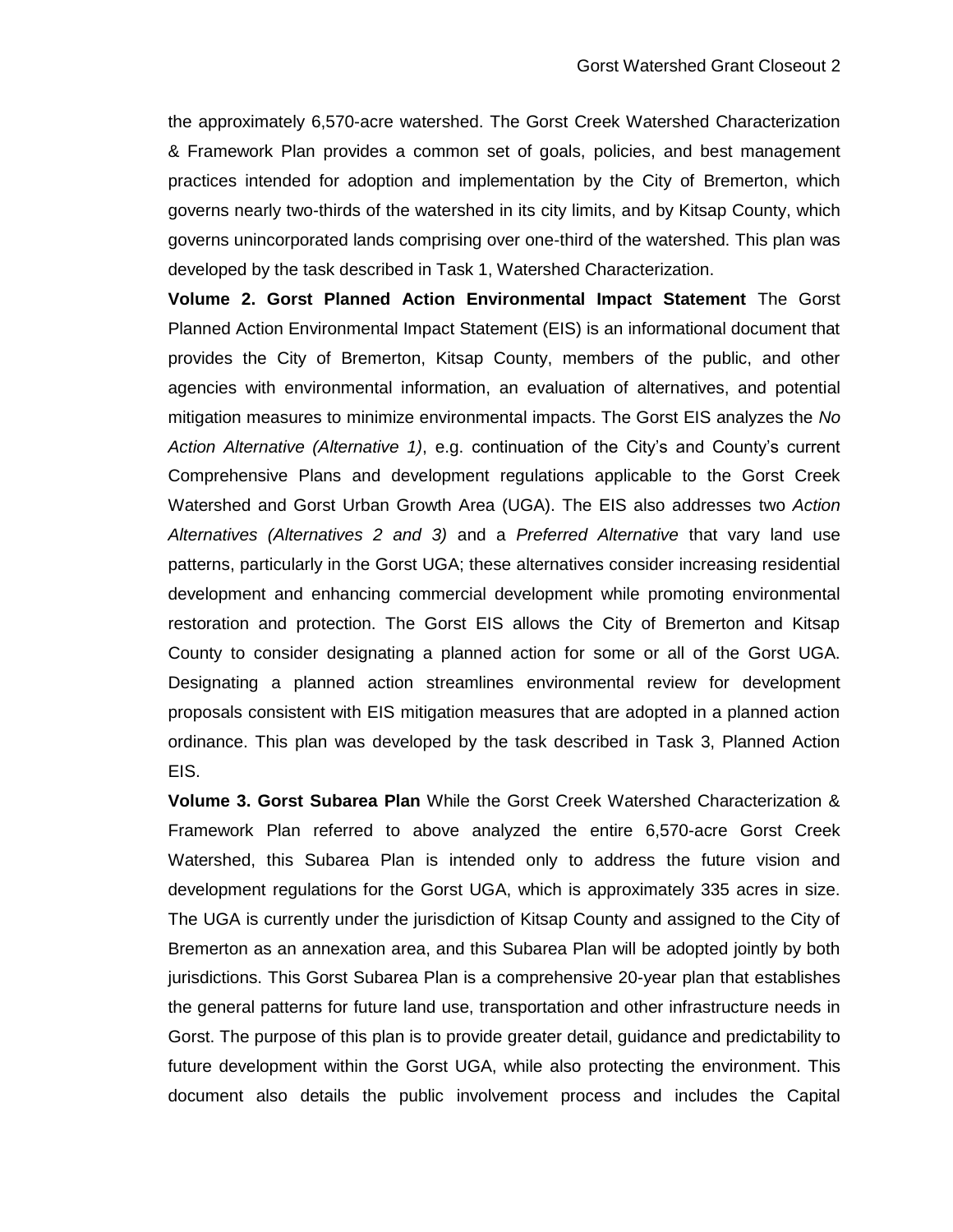the approximately 6,570-acre watershed. The Gorst Creek Watershed Characterization & Framework Plan provides a common set of goals, policies, and best management practices intended for adoption and implementation by the City of Bremerton, which governs nearly two-thirds of the watershed in its city limits, and by Kitsap County, which governs unincorporated lands comprising over one-third of the watershed. This plan was developed by the task described in Task 1, Watershed Characterization.

**Volume 2. Gorst Planned Action Environmental Impact Statement** The Gorst Planned Action Environmental Impact Statement (EIS) is an informational document that provides the City of Bremerton, Kitsap County, members of the public, and other agencies with environmental information, an evaluation of alternatives, and potential mitigation measures to minimize environmental impacts. The Gorst EIS analyzes the *No Action Alternative (Alternative 1)*, e.g. continuation of the City's and County's current Comprehensive Plans and development regulations applicable to the Gorst Creek Watershed and Gorst Urban Growth Area (UGA). The EIS also addresses two *Action Alternatives (Alternatives 2 and 3)* and a *Preferred Alternative* that vary land use patterns, particularly in the Gorst UGA; these alternatives consider increasing residential development and enhancing commercial development while promoting environmental restoration and protection. The Gorst EIS allows the City of Bremerton and Kitsap County to consider designating a planned action for some or all of the Gorst UGA. Designating a planned action streamlines environmental review for development proposals consistent with EIS mitigation measures that are adopted in a planned action ordinance. This plan was developed by the task described in Task 3, Planned Action EIS.

**Volume 3. Gorst Subarea Plan** While the Gorst Creek Watershed Characterization & Framework Plan referred to above analyzed the entire 6,570-acre Gorst Creek Watershed, this Subarea Plan is intended only to address the future vision and development regulations for the Gorst UGA, which is approximately 335 acres in size. The UGA is currently under the jurisdiction of Kitsap County and assigned to the City of Bremerton as an annexation area, and this Subarea Plan will be adopted jointly by both jurisdictions. This Gorst Subarea Plan is a comprehensive 20-year plan that establishes the general patterns for future land use, transportation and other infrastructure needs in Gorst. The purpose of this plan is to provide greater detail, guidance and predictability to future development within the Gorst UGA, while also protecting the environment. This document also details the public involvement process and includes the Capital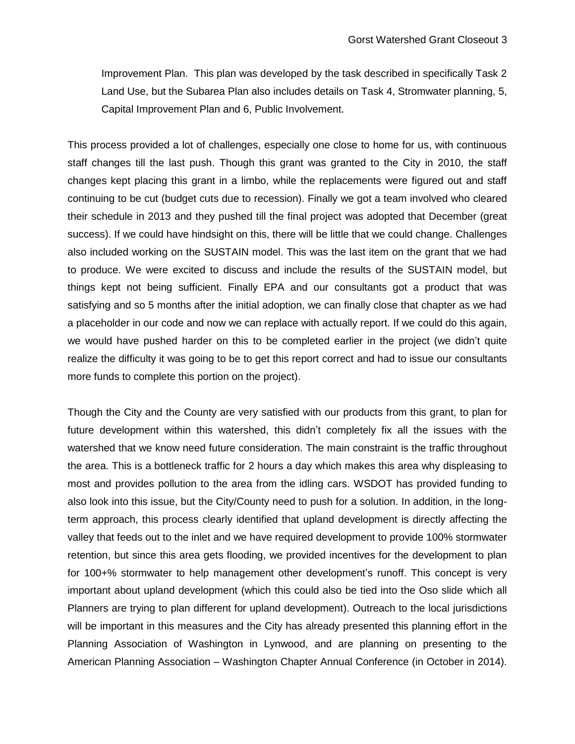Improvement Plan. This plan was developed by the task described in specifically Task 2 Land Use, but the Subarea Plan also includes details on Task 4, Stromwater planning, 5, Capital Improvement Plan and 6, Public Involvement.

This process provided a lot of challenges, especially one close to home for us, with continuous staff changes till the last push. Though this grant was granted to the City in 2010, the staff changes kept placing this grant in a limbo, while the replacements were figured out and staff continuing to be cut (budget cuts due to recession). Finally we got a team involved who cleared their schedule in 2013 and they pushed till the final project was adopted that December (great success). If we could have hindsight on this, there will be little that we could change. Challenges also included working on the SUSTAIN model. This was the last item on the grant that we had to produce. We were excited to discuss and include the results of the SUSTAIN model, but things kept not being sufficient. Finally EPA and our consultants got a product that was satisfying and so 5 months after the initial adoption, we can finally close that chapter as we had a placeholder in our code and now we can replace with actually report. If we could do this again, we would have pushed harder on this to be completed earlier in the project (we didn't quite realize the difficulty it was going to be to get this report correct and had to issue our consultants more funds to complete this portion on the project).

Though the City and the County are very satisfied with our products from this grant, to plan for future development within this watershed, this didn't completely fix all the issues with the watershed that we know need future consideration. The main constraint is the traffic throughout the area. This is a bottleneck traffic for 2 hours a day which makes this area why displeasing to most and provides pollution to the area from the idling cars. WSDOT has provided funding to also look into this issue, but the City/County need to push for a solution. In addition, in the long-term approach, this process clearly identified that upland development is directly affecting the valley that feeds out to the inlet and we have required development to provide 100% stormwater retention, but since this area gets flooding, we provided incentives for the development to plan for 100+% stormwater to help management other development's runoff. This concept is very important about upland development (which this could also be tied into the Oso slide which all Planners are trying to plan different for upland development). Outreach to the local jurisdictions will be important in this measures and the City has already presented this planning effort in the Planning Association of Washington in Lynwood, and are planning on presenting to the American Planning Association – Washington Chapter Annual Conference (in October in 2014).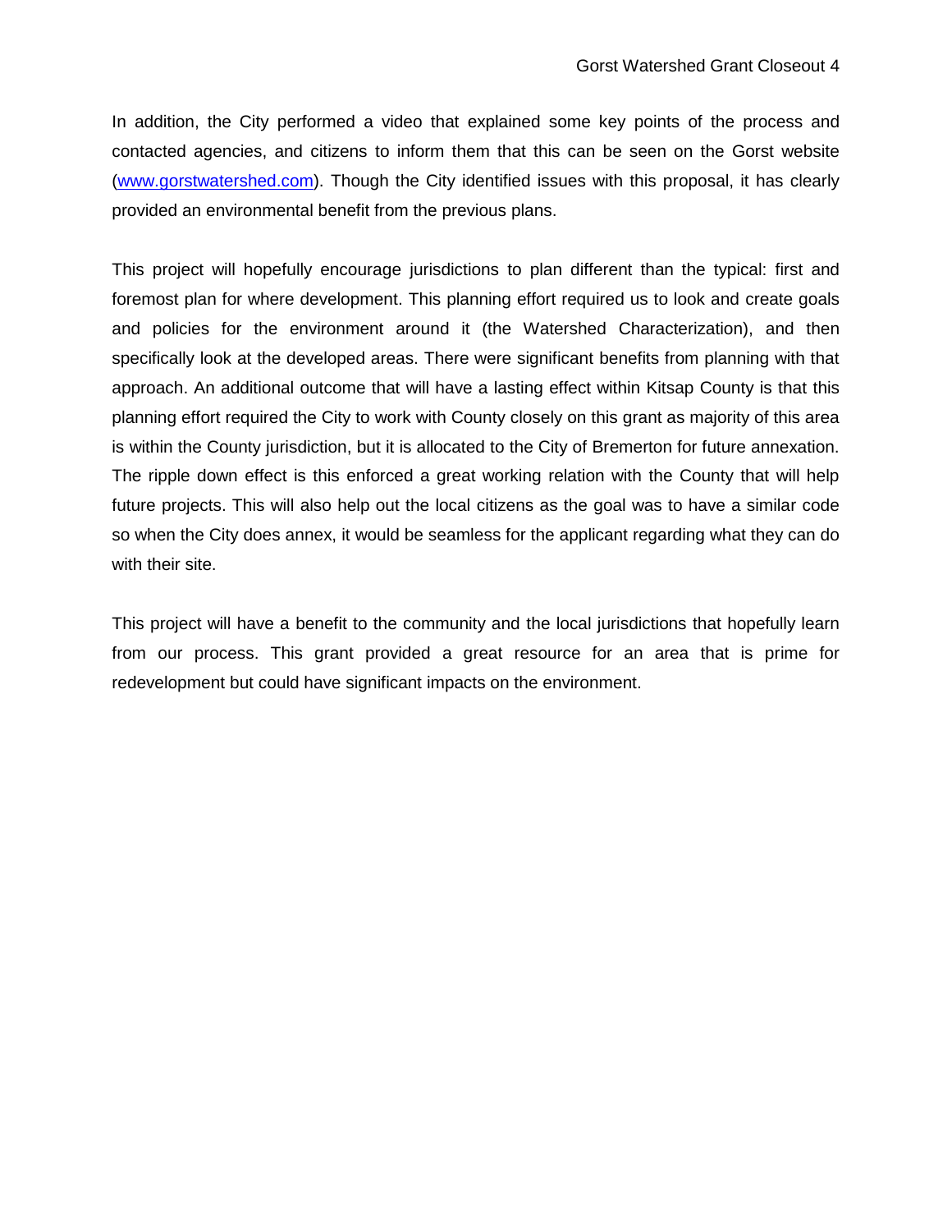In addition, the City performed a video that explained some key points of the process and contacted agencies, and citizens to inform them that this can be seen on the Gorst website ([www.gorstwatershed.com](http://www.gorstwatershed.com)). Though the City identified issues with this proposal, it has clearly provided an environmental benefit from the previous plans.

This project will hopefully encourage jurisdictions to plan different than the typical: first and foremost plan for where development. This planning effort required us to look and create goals and policies for the environment around it (the Watershed Characterization), and then specifically look at the developed areas. There were significant benefits from planning with that approach. An additional outcome that will have a lasting effect within Kitsap County is that this planning effort required the City to work with County closely on this grant as majority of this area is within the County jurisdiction, but it is allocated to the City of Bremerton for future annexation. The ripple down effect is this enforced a great working relation with the County that will help future projects. This will also help out the local citizens as the goal was to have a similar code so when the City does annex, it would be seamless for the applicant regarding what they can do with their site.

This project will have a benefit to the community and the local jurisdictions that hopefully learn from our process. This grant provided a great resource for an area that is prime for redevelopment but could have significant impacts on the environment.